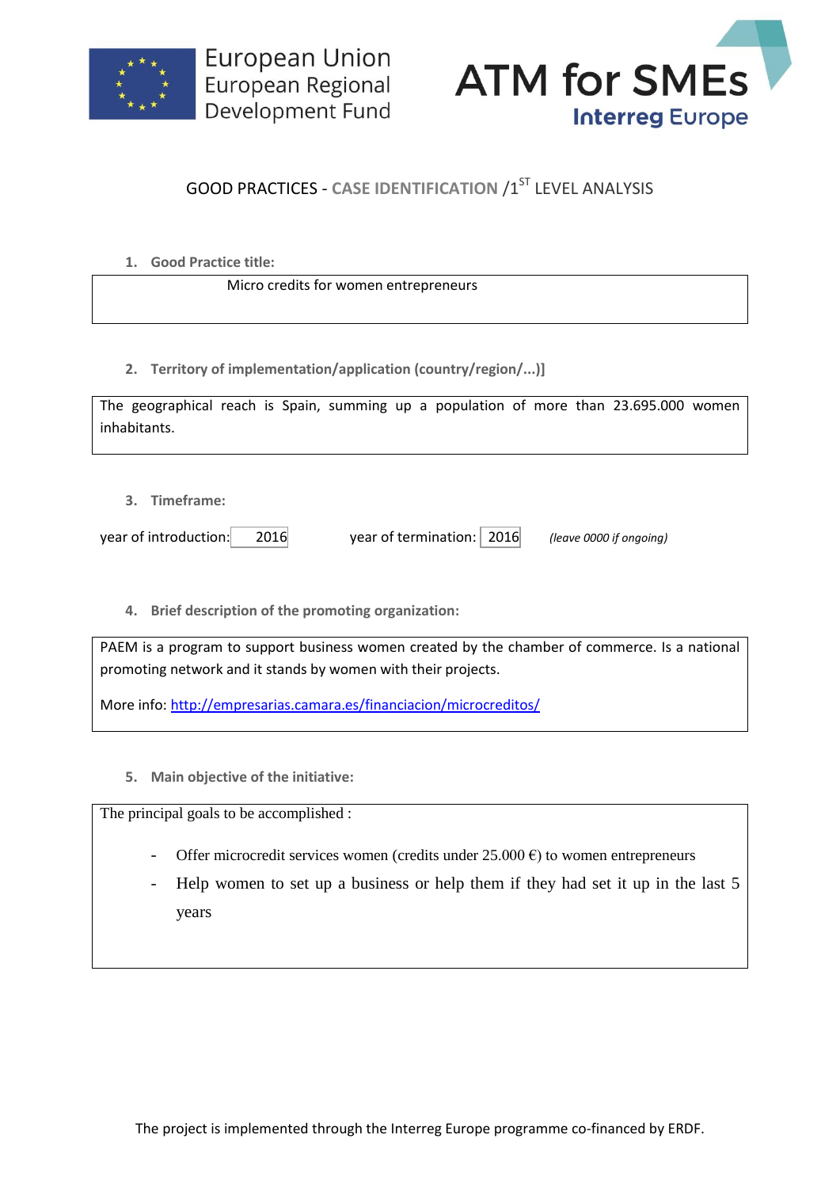European Union
European Regional
Development Fund

ATM for SMEs
Interreg Europe

# GOOD PRACTICES - CASE IDENTIFICATION /1ST LEVEL ANALYSIS

**1. Good Practice title:**

Micro credits for women entrepreneurs

**2. Territory of implementation/application (country/region/...)]**

The geographical reach is Spain, summing up a population of more than 23.695.000 women inhabitants.

**3. Timeframe:**

year of introduction: 2016    year of termination: 2016    *(leave 0000 if ongoing)*

**4. Brief description of the promoting organization:**

PAEM is a program to support business women created by the chamber of commerce. Is a national promoting network and it stands by women with their projects.

More info: http://empresarias.camara.es/financiacion/microcreditos/

**5. Main objective of the initiative:**

The principal goals to be accomplished :

- Offer microcredit services women (credits under 25.000 €) to women entrepreneurs
- Help women to set up a business or help them if they had set it up in the last 5 years

The project is implemented through the Interreg Europe programme co-financed by ERDF.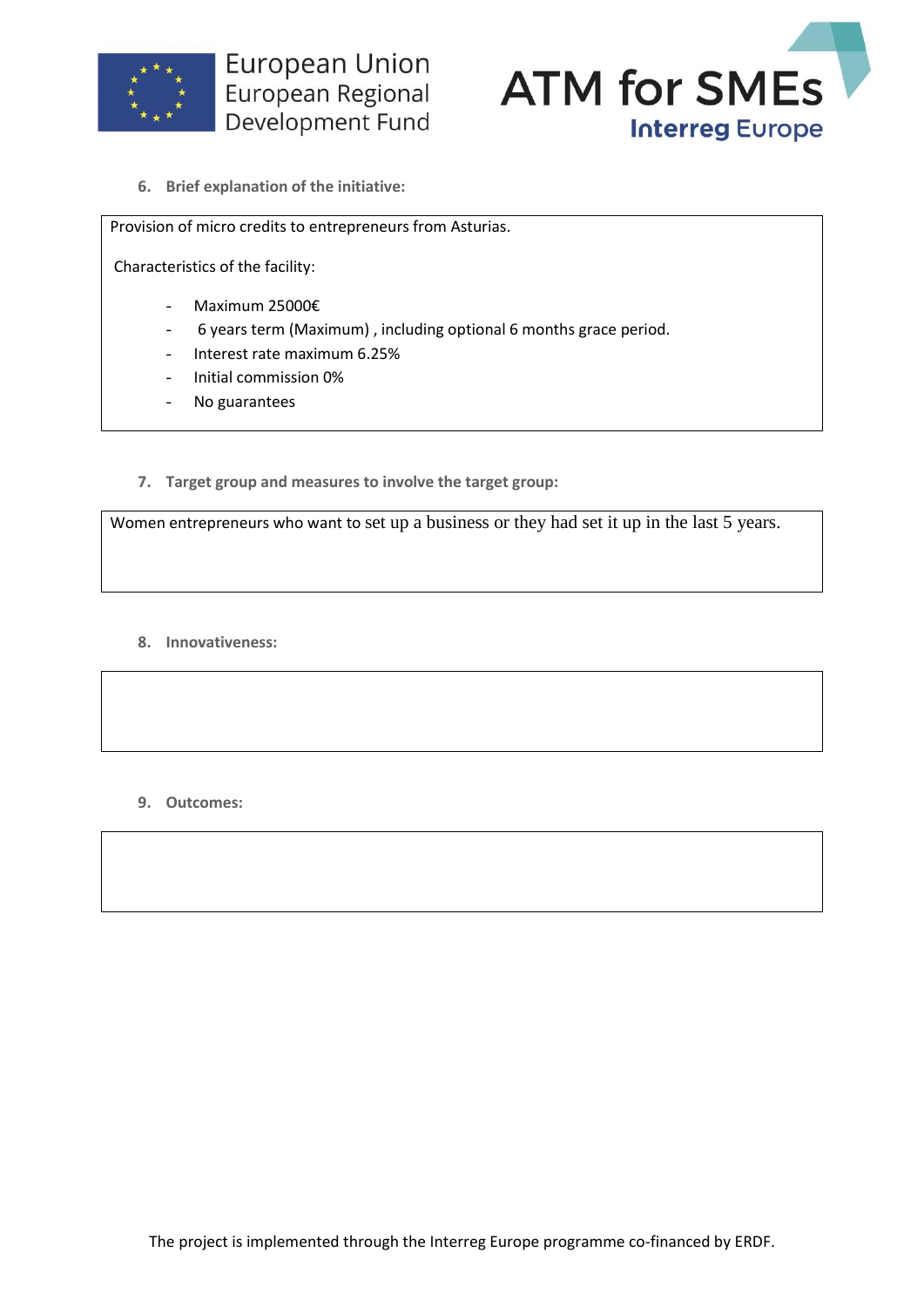6. **Brief explanation of the initiative:**

Provision of micro credits to entrepreneurs from Asturias.

Characteristics of the facility:

- Maximum 25000€
- 6 years term (Maximum) , including optional 6 months grace period.
- Interest rate maximum 6.25%
- Initial commission 0%
- No guarantees

7. **Target group and measures to involve the target group:**

Women entrepreneurs who want to set up a business or they had set it up in the last 5 years.

8. **Innovativeness:**

9. **Outcomes:**